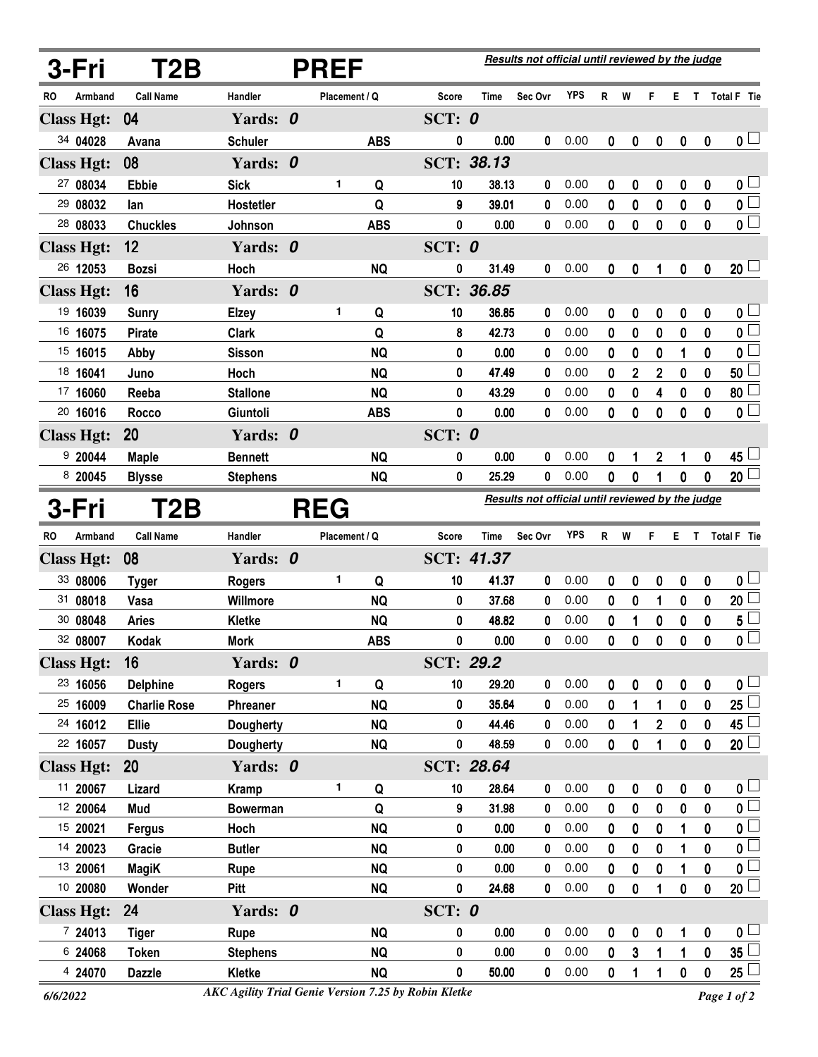## 3-Fri T2B PREF

*Results not official until reviewed by the judge*

| RO | Armband | Call Name | Handler | Placement | Q | Score | Time | Sec Ovr | YPS | R | W | F | E | T | Total F | Tie |
|---|---|---|---|---|---|---|---|---|---|---|---|---|---|---|---|---|
| **Class Hgt: 04** | | | **Yards: 0** | | | **SCT: 0** | | | | | | | | | | |
| 34 | 04028 | Avana | Schuler | | ABS | 0 | 0.00 | 0 | 0.00 | 0 | 0 | 0 | 0 | 0 | 0 | |
| **Class Hgt: 08** | | | **Yards: 0** | | | **SCT: 38.13** | | | | | | | | | | |
| 27 | 08034 | Ebbie | Sick | 1 | Q | 10 | 38.13 | 0 | 0.00 | 0 | 0 | 0 | 0 | 0 | 0 | |
| 29 | 08032 | Ian | Hostetler | | Q | 9 | 39.01 | 0 | 0.00 | 0 | 0 | 0 | 0 | 0 | 0 | |
| 28 | 08033 | Chuckles | Johnson | | ABS | 0 | 0.00 | 0 | 0.00 | 0 | 0 | 0 | 0 | 0 | 0 | |
| **Class Hgt: 12** | | | **Yards: 0** | | | **SCT: 0** | | | | | | | | | | |
| 26 | 12053 | Bozsi | Hoch | | NQ | 0 | 31.49 | 0 | 0.00 | 0 | 0 | 1 | 0 | 0 | 20 | |
| **Class Hgt: 16** | | | **Yards: 0** | | | **SCT: 36.85** | | | | | | | | | | |
| 19 | 16039 | Sunry | Elzey | 1 | Q | 10 | 36.85 | 0 | 0.00 | 0 | 0 | 0 | 0 | 0 | 0 | |
| 16 | 16075 | Pirate | Clark | | Q | 8 | 42.73 | 0 | 0.00 | 0 | 0 | 0 | 0 | 0 | 0 | |
| 15 | 16015 | Abby | Sisson | | NQ | 0 | 0.00 | 0 | 0.00 | 0 | 0 | 0 | 1 | 0 | 0 | |
| 18 | 16041 | Juno | Hoch | | NQ | 0 | 47.49 | 0 | 0.00 | 0 | 2 | 2 | 0 | 0 | 50 | |
| 17 | 16060 | Reeba | Stallone | | NQ | 0 | 43.29 | 0 | 0.00 | 0 | 0 | 4 | 0 | 0 | 80 | |
| 20 | 16016 | Rocco | Giuntoli | | ABS | 0 | 0.00 | 0 | 0.00 | 0 | 0 | 0 | 0 | 0 | 0 | |
| **Class Hgt: 20** | | | **Yards: 0** | | | **SCT: 0** | | | | | | | | | | |
| 9 | 20044 | Maple | Bennett | | NQ | 0 | 0.00 | 0 | 0.00 | 0 | 1 | 2 | 1 | 0 | 45 | |
| 8 | 20045 | Blysse | Stephens | | NQ | 0 | 25.29 | 0 | 0.00 | 0 | 0 | 1 | 0 | 0 | 20 | |

## 3-Fri T2B REG

*Results not official until reviewed by the judge*

| RO | Armband | Call Name | Handler | Placement | Q | Score | Time | Sec Ovr | YPS | R | W | F | E | T | Total F | Tie |
|---|---|---|---|---|---|---|---|---|---|---|---|---|---|---|---|---|
| **Class Hgt: 08** | | | **Yards: 0** | | | **SCT: 41.37** | | | | | | | | | | |
| 33 | 08006 | Tyger | Rogers | 1 | Q | 10 | 41.37 | 0 | 0.00 | 0 | 0 | 0 | 0 | 0 | 0 | |
| 31 | 08018 | Vasa | Willmore | | NQ | 0 | 37.68 | 0 | 0.00 | 0 | 0 | 1 | 0 | 0 | 20 | |
| 30 | 08048 | Aries | Kletke | | NQ | 0 | 48.82 | 0 | 0.00 | 0 | 1 | 0 | 0 | 0 | 5 | |
| 32 | 08007 | Kodak | Mork | | ABS | 0 | 0.00 | 0 | 0.00 | 0 | 0 | 0 | 0 | 0 | 0 | |
| **Class Hgt: 16** | | | **Yards: 0** | | | **SCT: 29.2** | | | | | | | | | | |
| 23 | 16056 | Delphine | Rogers | 1 | Q | 10 | 29.20 | 0 | 0.00 | 0 | 0 | 0 | 0 | 0 | 0 | |
| 25 | 16009 | Charlie Rose | Phreaner | | NQ | 0 | 35.64 | 0 | 0.00 | 0 | 1 | 1 | 0 | 0 | 25 | |
| 24 | 16012 | Ellie | Dougherty | | NQ | 0 | 44.46 | 0 | 0.00 | 0 | 1 | 2 | 0 | 0 | 45 | |
| 22 | 16057 | Dusty | Dougherty | | NQ | 0 | 48.59 | 0 | 0.00 | 0 | 0 | 1 | 0 | 0 | 20 | |
| **Class Hgt: 20** | | | **Yards: 0** | | | **SCT: 28.64** | | | | | | | | | | |
| 11 | 20067 | Lizard | Kramp | 1 | Q | 10 | 28.64 | 0 | 0.00 | 0 | 0 | 0 | 0 | 0 | 0 | |
| 12 | 20064 | Mud | Bowerman | | Q | 9 | 31.98 | 0 | 0.00 | 0 | 0 | 0 | 0 | 0 | 0 | |
| 15 | 20021 | Fergus | Hoch | | NQ | 0 | 0.00 | 0 | 0.00 | 0 | 0 | 0 | 1 | 0 | 0 | |
| 14 | 20023 | Gracie | Butler | | NQ | 0 | 0.00 | 0 | 0.00 | 0 | 0 | 0 | 1 | 0 | 0 | |
| 13 | 20061 | MagiK | Rupe | | NQ | 0 | 0.00 | 0 | 0.00 | 0 | 0 | 0 | 1 | 0 | 0 | |
| 10 | 20080 | Wonder | Pitt | | NQ | 0 | 24.68 | 0 | 0.00 | 0 | 0 | 1 | 0 | 0 | 20 | |
| **Class Hgt: 24** | | | **Yards: 0** | | | **SCT: 0** | | | | | | | | | | |
| 7 | 24013 | Tiger | Rupe | | NQ | 0 | 0.00 | 0 | 0.00 | 0 | 0 | 0 | 1 | 0 | 0 | |
| 6 | 24068 | Token | Stephens | | NQ | 0 | 0.00 | 0 | 0.00 | 0 | 3 | 1 | 1 | 0 | 35 | |
| 4 | 24070 | Dazzle | Kletke | | NQ | 0 | 50.00 | 0 | 0.00 | 0 | 1 | 1 | 0 | 0 | 25 | |

6/6/2022 — *AKC Agility Trial Genie Version 7.25 by Robin Kletke*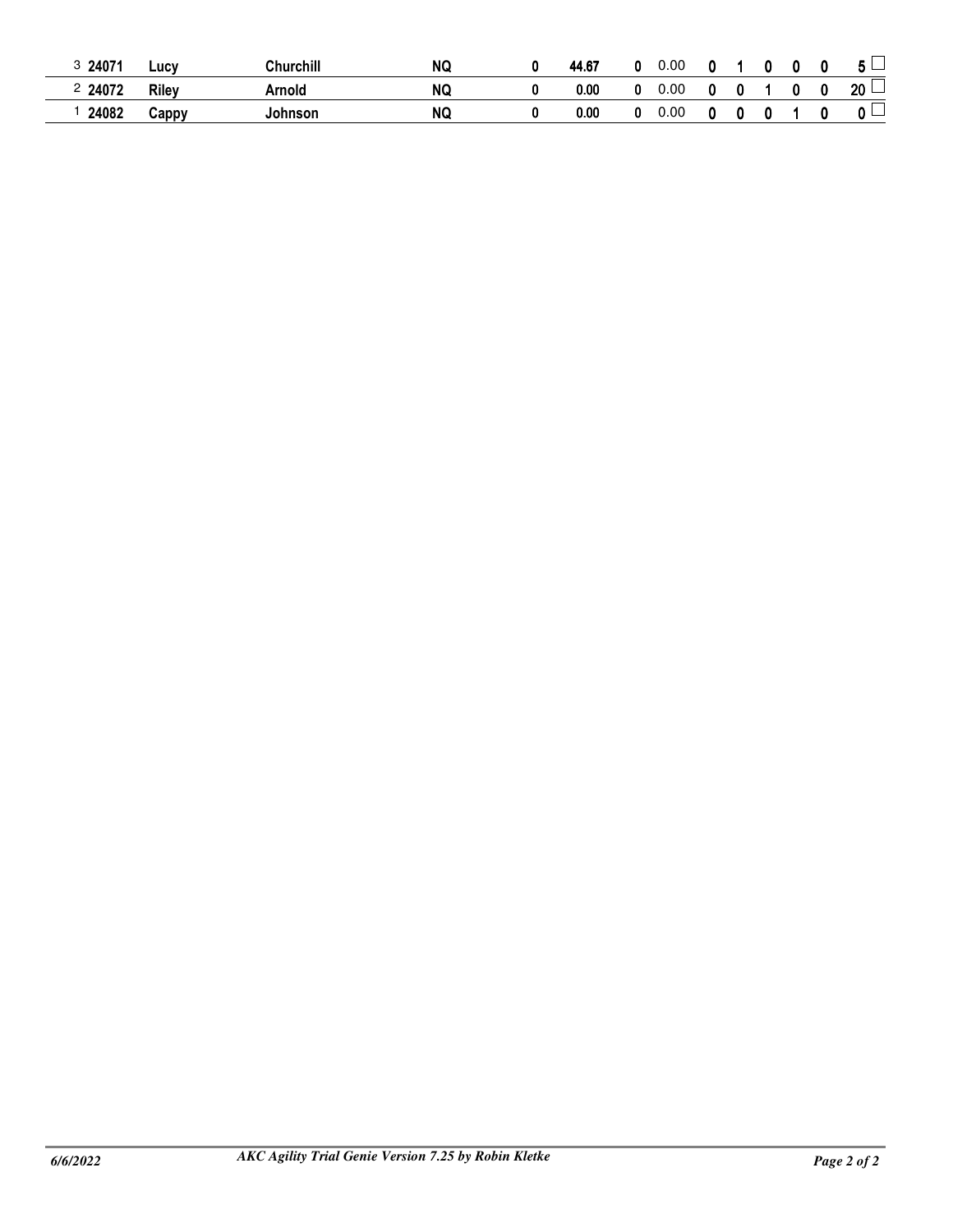| | | | | | | | | | | | | | | |
|---|---|---|---|---|---|---|---|---|---|---|---|---|---|---|
| 3 | 24071 | Lucy | Churchill | NQ | 0 | 44.67 | 0 | 0.00 | 0 | 1 | 0 | 0 | 0 | 5 ☐ |
| 2 | 24072 | Riley | Arnold | NQ | 0 | 0.00 | 0 | 0.00 | 0 | 0 | 1 | 0 | 0 | 20 ☐ |
| 1 | 24082 | Cappy | Johnson | NQ | 0 | 0.00 | 0 | 0.00 | 0 | 0 | 0 | 1 | 0 | 0 ☐ |

*6/6/2022* *AKC Agility Trial Genie Version 7.25 by Robin Kletke*